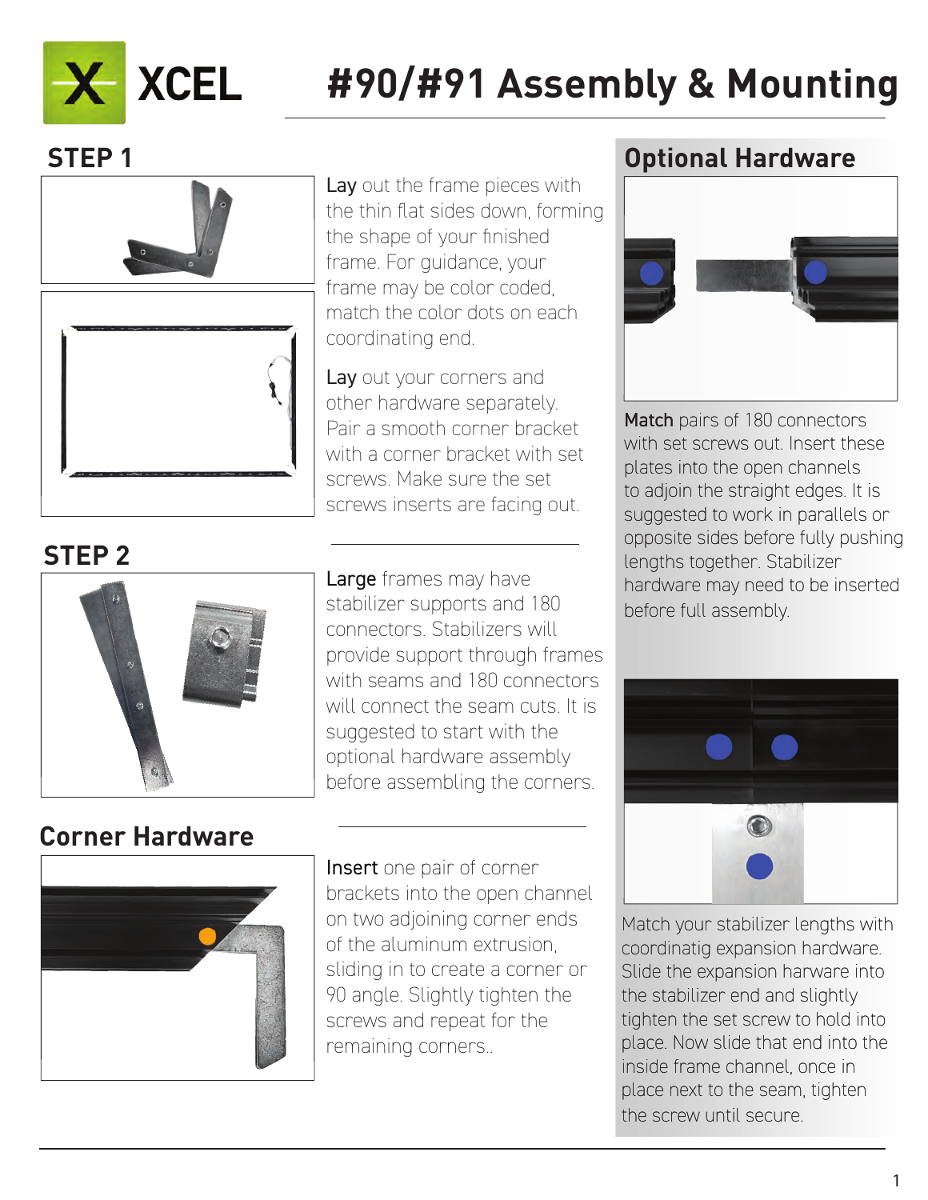# XCEL

# #90/#91 Assembly & Mounting

## STEP 1

**Lay** out the frame pieces with the thin flat sides down, forming the shape of your finished frame. For guidance, your frame may be color coded, match the color dots on each coordinating end.

**Lay** out your corners and other hardware separately. Pair a smooth corner bracket with a corner bracket with set screws. Make sure the set screws inserts are facing out.

## STEP 2

**Large** frames may have stabilizer supports and 180 connectors. Stabilizers will provide support through frames with seams and 180 connectors will connect the seam cuts. It is suggested to start with the optional hardware assembly before assembling the corners.

## Corner Hardware

**Insert** one pair of corner brackets into the open channel on two adjoining corner ends of the aluminum extrusion, sliding in to create a corner or 90 angle. Slightly tighten the screws and repeat for the remaining corners..

## Optional Hardware

**Match** pairs of 180 connectors with set screws out. Insert these plates into the open channels to adjoin the straight edges. It is suggested to work in parallels or opposite sides before fully pushing lengths together. Stabilizer hardware may need to be inserted before full assembly.

Match your stabilizer lengths with coordinatig expansion hardware. Slide the expansion harware into the stabilizer end and slightly tighten the set screw to hold into place. Now slide that end into the inside frame channel, once in place next to the seam, tighten the screw until secure.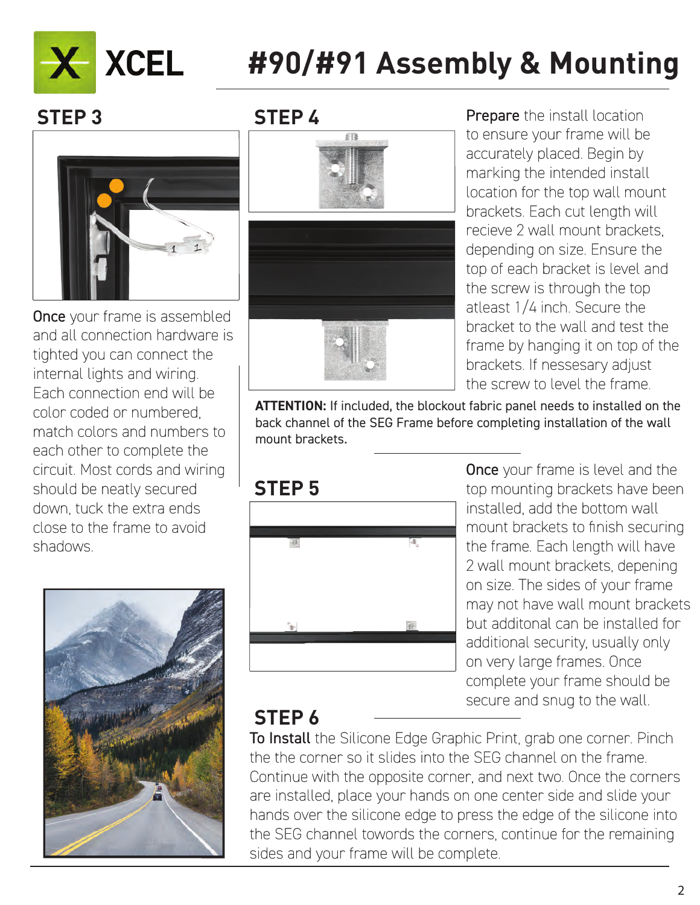# #90/#91 Assembly & Mounting

## STEP 3

**Once** your frame is assembled and all connection hardware is tighted you can connect the internal lights and wiring. Each connection end will be color coded or numbered, match colors and numbers to each other to complete the circuit. Most cords and wiring should be neatly secured down, tuck the extra ends close to the frame to avoid shadows.

## STEP 4

**Prepare** the install location to ensure your frame will be accurately placed. Begin by marking the intended install location for the top wall mount brackets. Each cut length will recieve 2 wall mount brackets, depending on size. Ensure the top of each bracket is level and the screw is through the top atleast 1/4 inch. Secure the bracket to the wall and test the frame by hanging it on top of the brackets. If nessesary adjust the screw to level the frame.

**ATTENTION:** If included, the blockout fabric panel needs to installed on the back channel of the SEG Frame before completing installation of the wall mount brackets.

## STEP 5

**Once** your frame is level and the top mounting brackets have been installed, add the bottom wall mount brackets to finish securing the frame. Each length will have 2 wall mount brackets, depening on size. The sides of your frame may not have wall mount brackets but additonal can be installed for additional security, usually only on very large frames. Once complete your frame should be secure and snug to the wall.

## STEP 6

**To Install** the Silicone Edge Graphic Print, grab one corner. Pinch the the corner so it slides into the SEG channel on the frame. Continue with the opposite corner, and next two. Once the corners are installed, place your hands on one center side and slide your hands over the silicone edge to press the edge of the silicone into the SEG channel towords the corners, continue for the remaining sides and your frame will be complete.